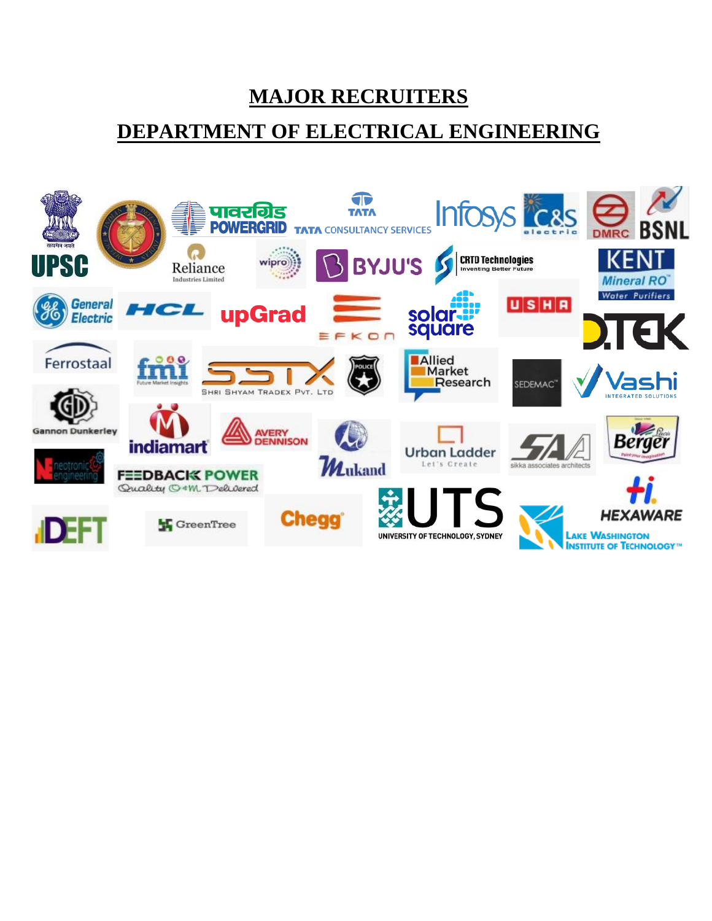# MAJOR RECRUITERS

# DEPARTMENT OF ELECTRICAL ENGINEERING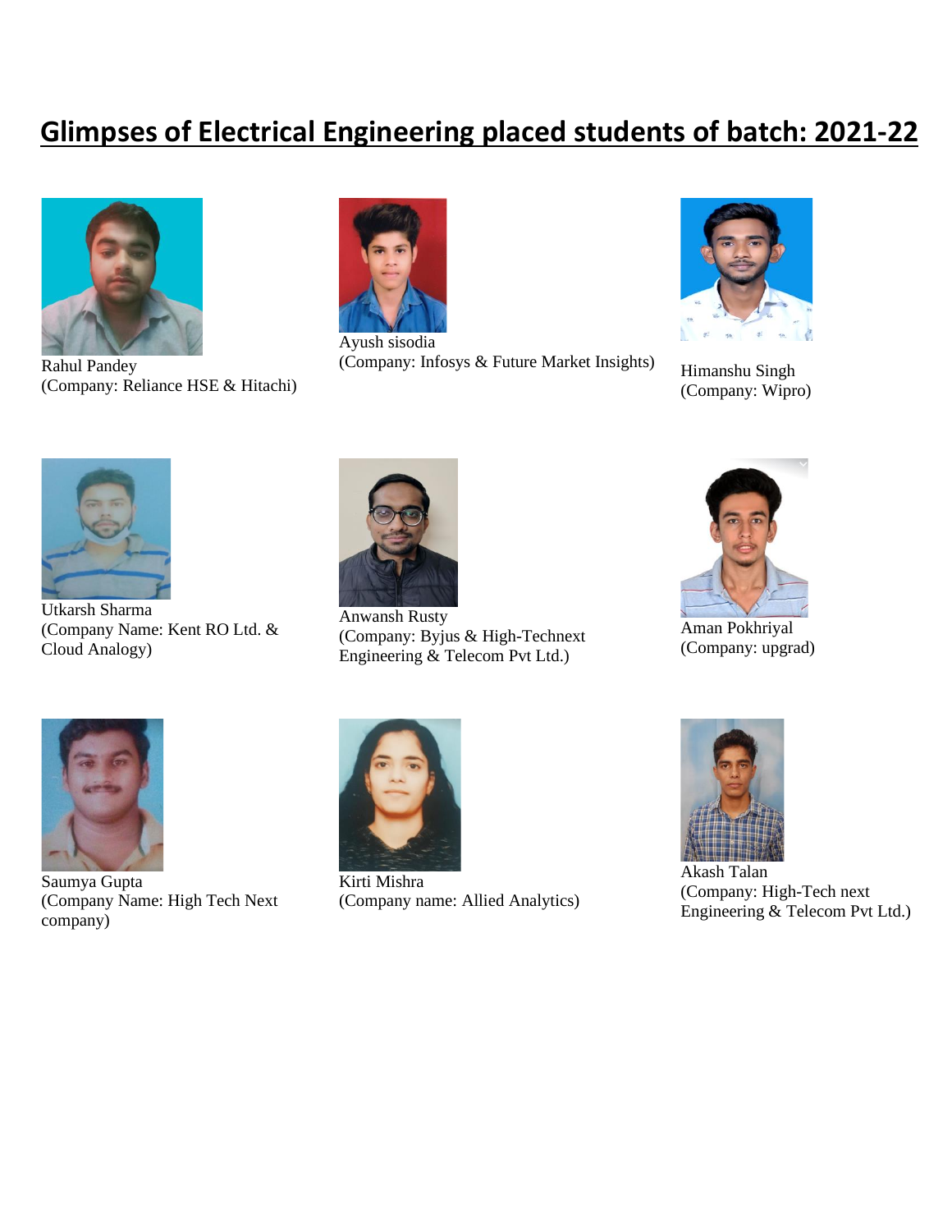# Glimpses of Electrical Engineering placed students of batch: 2021-22

Rahul Pandey
(Company: Reliance HSE & Hitachi)

Ayush sisodia
(Company: Infosys & Future Market Insights)

Himanshu Singh
(Company: Wipro)

Utkarsh Sharma
(Company Name: Kent RO Ltd. & Cloud Analogy)

Anwansh Rusty
(Company: Byjus & High-Technext Engineering & Telecom Pvt Ltd.)

Aman Pokhriyal
(Company: upgrad)

Saumya Gupta
(Company Name: High Tech Next company)

Kirti Mishra
(Company name: Allied Analytics)

Akash Talan
(Company: High-Tech next Engineering & Telecom Pvt Ltd.)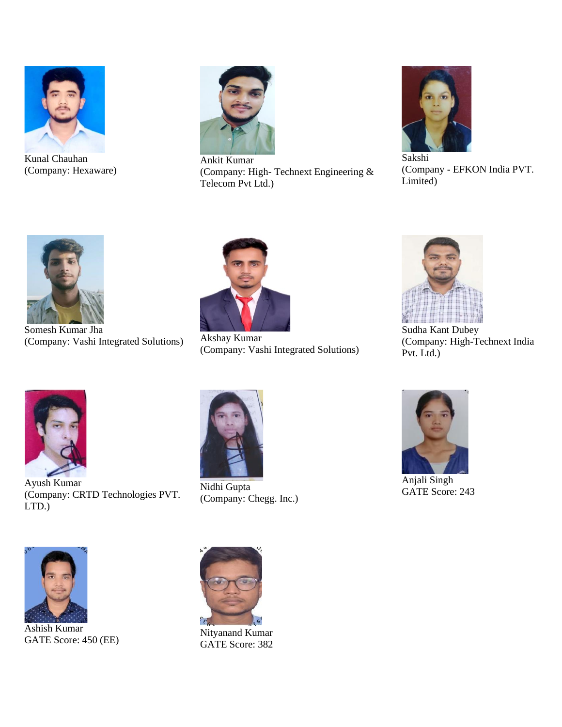Kunal Chauhan
(Company: Hexaware)

Ankit Kumar
(Company: High- Technext Engineering & Telecom Pvt Ltd.)

Sakshi
(Company - EFKON India PVT. Limited)

Somesh Kumar Jha
(Company: Vashi Integrated Solutions)

Akshay Kumar
(Company: Vashi Integrated Solutions)

Sudha Kant Dubey
(Company: High-Technext India Pvt. Ltd.)

Ayush Kumar
(Company: CRTD Technologies PVT. LTD.)

Nidhi Gupta
(Company: Chegg. Inc.)

Anjali Singh
GATE Score: 243

Ashish Kumar
GATE Score: 450 (EE)

Nityanand Kumar
GATE Score: 382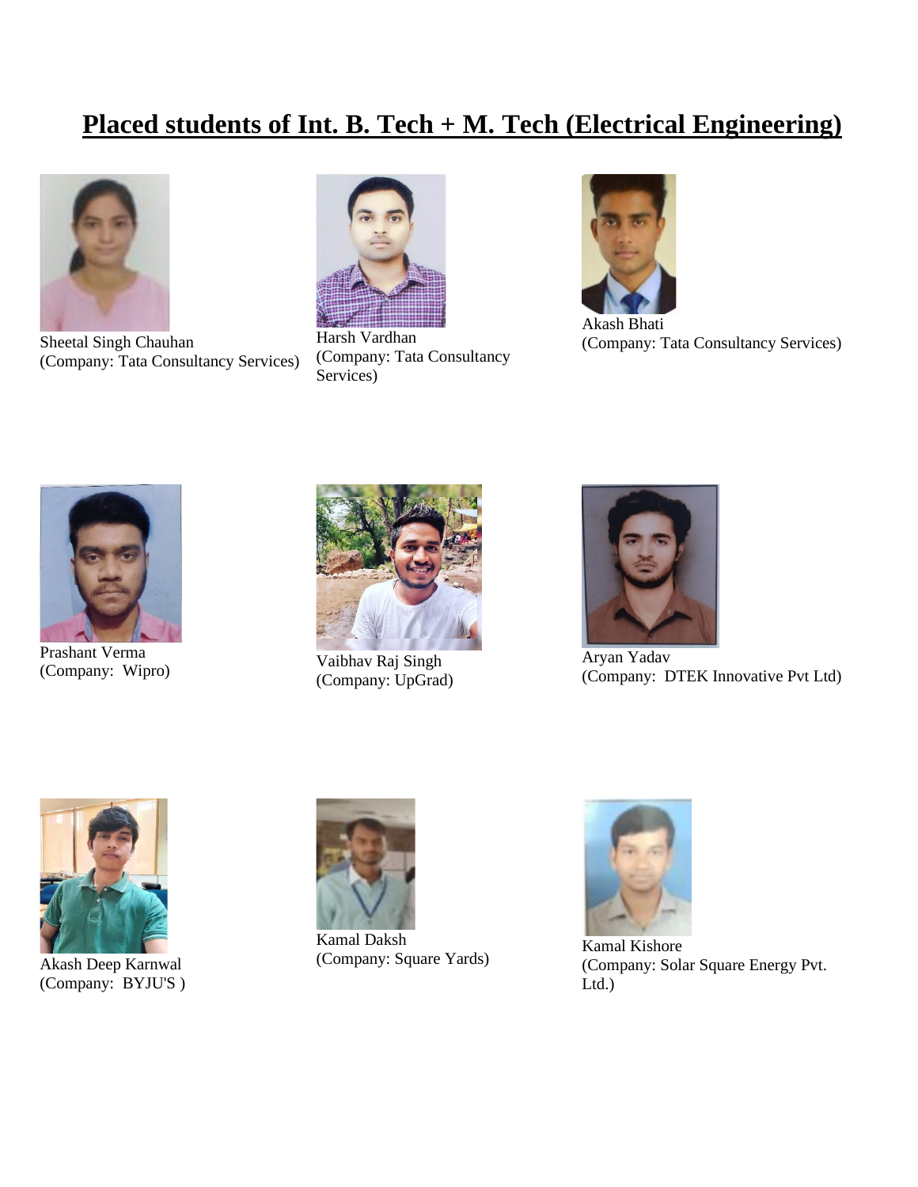# Placed students of Int. B. Tech + M. Tech (Electrical Engineering)

Sheetal Singh Chauhan
(Company: Tata Consultancy Services)

Harsh Vardhan
(Company: Tata Consultancy Services)

Akash Bhati
(Company: Tata Consultancy Services)

Prashant Verma
(Company: Wipro)

Vaibhav Raj Singh
(Company: UpGrad)

Aryan Yadav
(Company: DTEK Innovative Pvt Ltd)

Akash Deep Karnwal
(Company: BYJU'S )

Kamal Daksh
(Company: Square Yards)

Kamal Kishore
(Company: Solar Square Energy Pvt. Ltd.)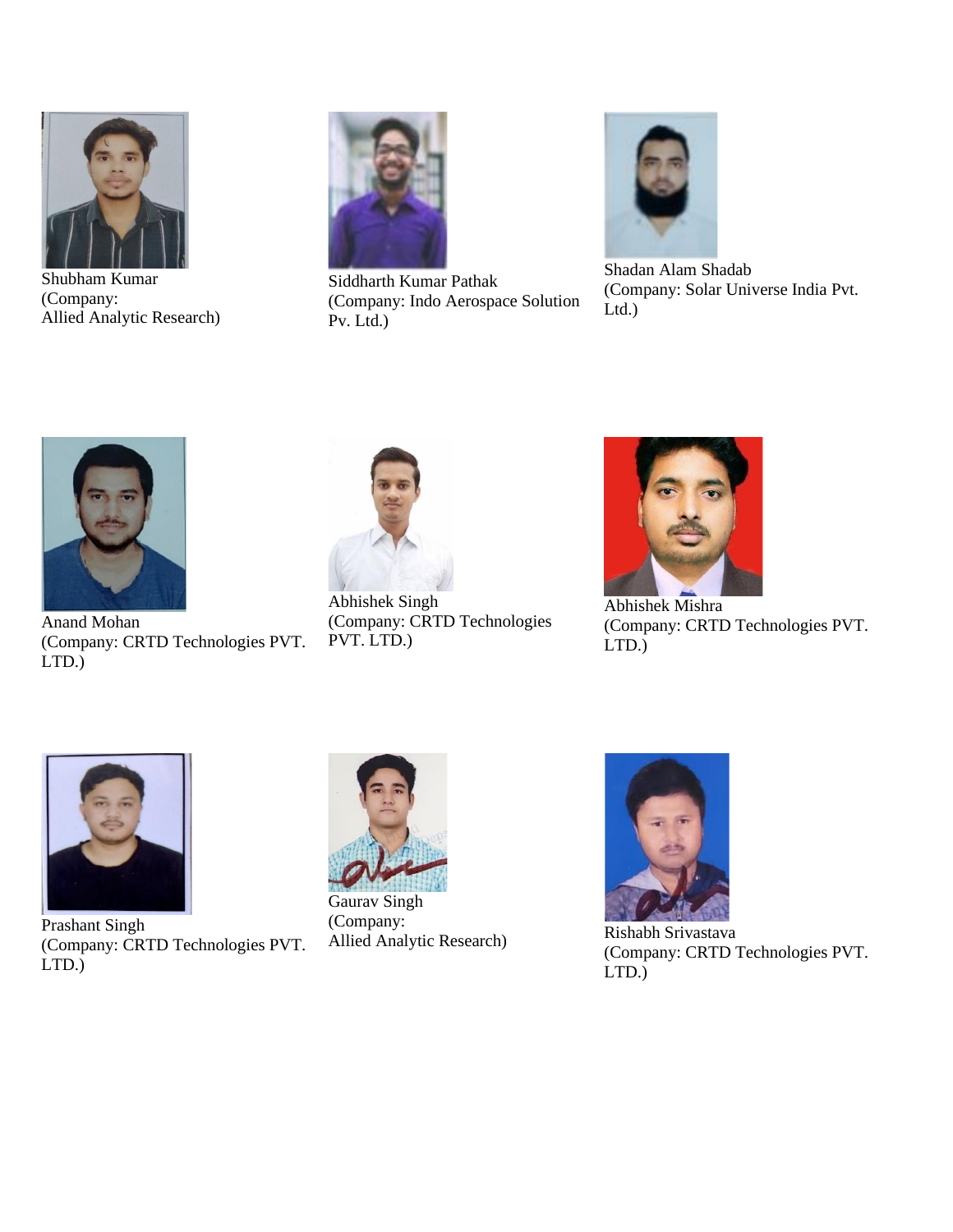Shubham Kumar
(Company:
Allied Analytic Research)

Siddharth Kumar Pathak
(Company: Indo Aerospace Solution Pv. Ltd.)

Shadan Alam Shadab
(Company: Solar Universe India Pvt. Ltd.)

Anand Mohan
(Company: CRTD Technologies PVT. LTD.)

Abhishek Singh
(Company: CRTD Technologies PVT. LTD.)

Abhishek Mishra
(Company: CRTD Technologies PVT. LTD.)

Prashant Singh
(Company: CRTD Technologies PVT. LTD.)

Gaurav Singh
(Company:
Allied Analytic Research)

Rishabh Srivastava
(Company: CRTD Technologies PVT. LTD.)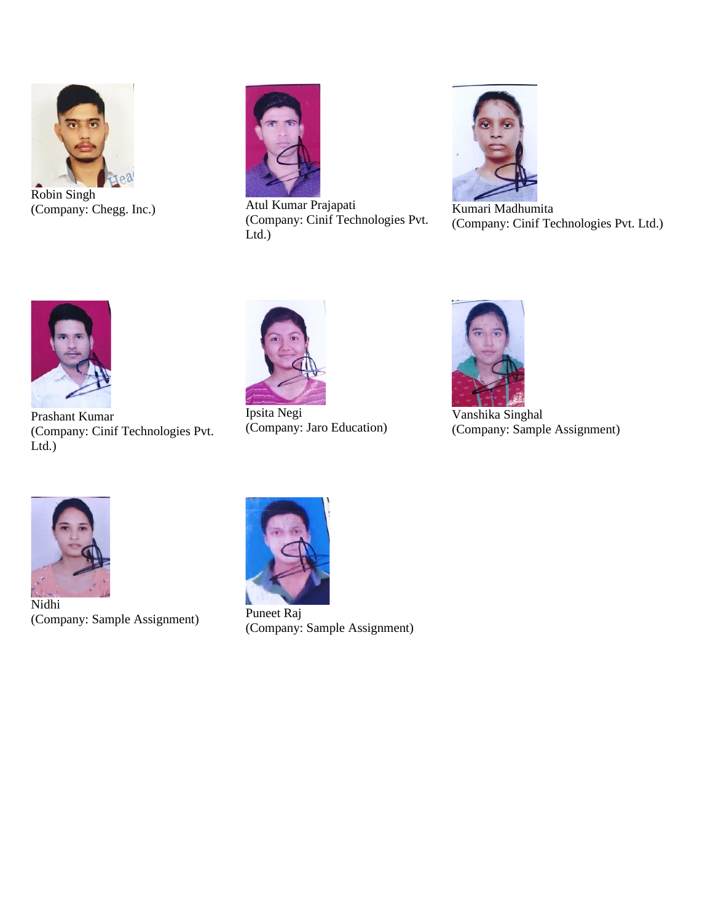Robin Singh
(Company: Chegg. Inc.)

Atul Kumar Prajapati
(Company: Cinif Technologies Pvt. Ltd.)

Kumari Madhumita
(Company: Cinif Technologies Pvt. Ltd.)

Prashant Kumar
(Company: Cinif Technologies Pvt. Ltd.)

Ipsita Negi
(Company: Jaro Education)

Vanshika Singhal
(Company: Sample Assignment)

Nidhi
(Company: Sample Assignment)

Puneet Raj
(Company: Sample Assignment)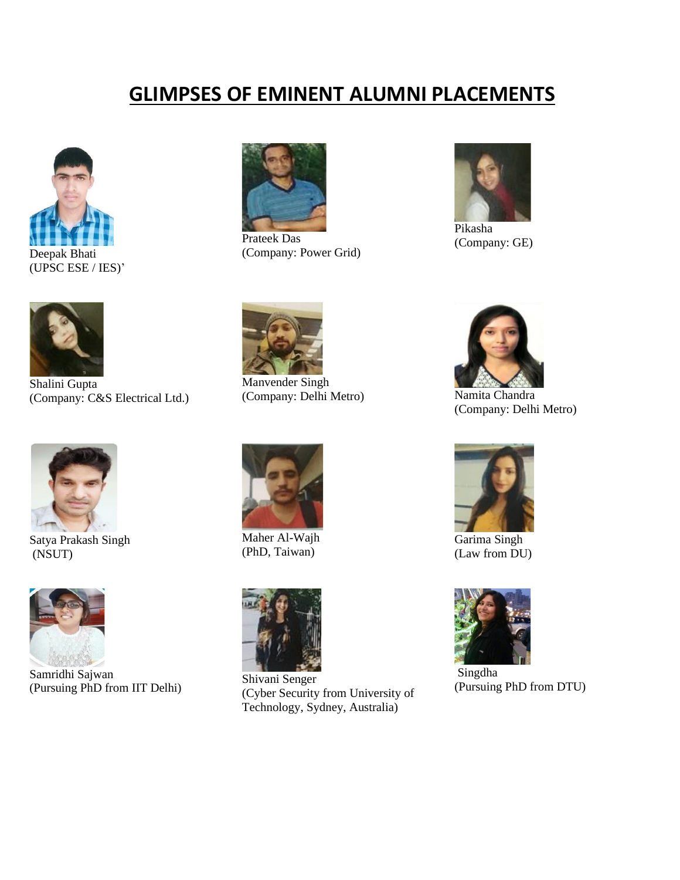# GLIMPSES OF EMINENT ALUMNI PLACEMENTS

Deepak Bhati
(UPSC ESE / IES)'

Prateek Das
(Company: Power Grid)

Pikasha
(Company: GE)

Shalini Gupta
(Company: C&S Electrical Ltd.)

Manvender Singh
(Company: Delhi Metro)

Namita Chandra
(Company: Delhi Metro)

Satya Prakash Singh
(NSUT)

Maher Al-Wajh
(PhD, Taiwan)

Garima Singh
(Law from DU)

Samridhi Sajwan
(Pursuing PhD from IIT Delhi)

Shivani Senger
(Cyber Security from University of Technology, Sydney, Australia)

Singdha
(Pursuing PhD from DTU)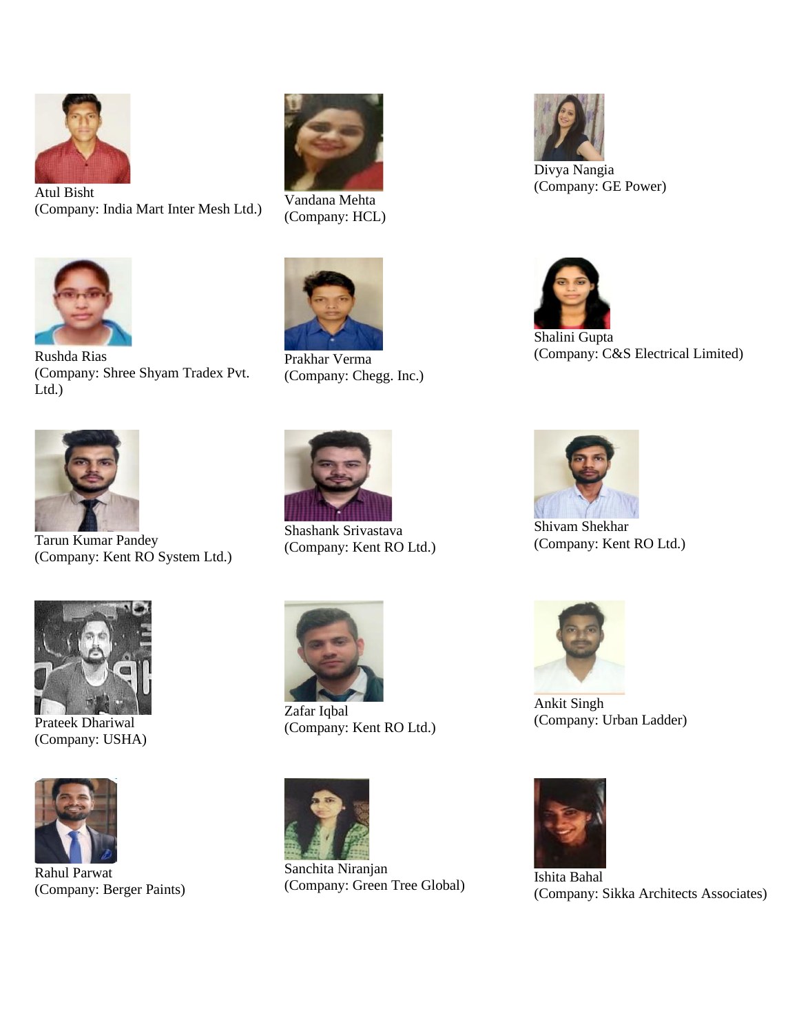Atul Bisht
(Company: India Mart Inter Mesh Ltd.)

Vandana Mehta
(Company: HCL)

Divya Nangia
(Company: GE Power)

Rushda Rias
(Company: Shree Shyam Tradex Pvt. Ltd.)

Prakhar Verma
(Company: Chegg. Inc.)

Shalini Gupta
(Company: C&S Electrical Limited)

Tarun Kumar Pandey
(Company: Kent RO System Ltd.)

Shashank Srivastava
(Company: Kent RO Ltd.)

Shivam Shekhar
(Company: Kent RO Ltd.)

Prateek Dhariwal
(Company: USHA)

Zafar Iqbal
(Company: Kent RO Ltd.)

Ankit Singh
(Company: Urban Ladder)

Rahul Parwat
(Company: Berger Paints)

Sanchita Niranjan
(Company: Green Tree Global)

Ishita Bahal
(Company: Sikka Architects Associates)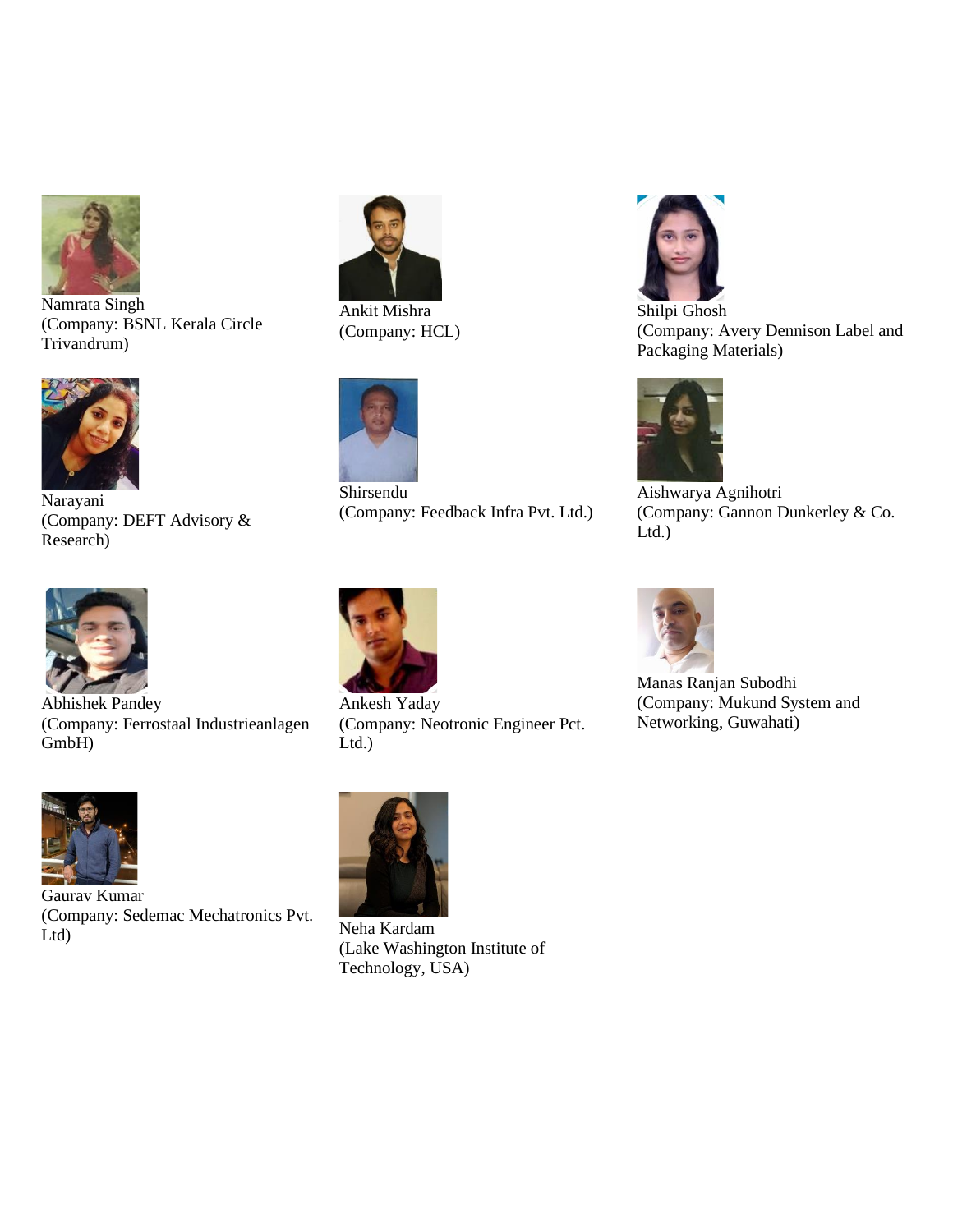Namrata Singh
(Company: BSNL Kerala Circle Trivandrum)

Ankit Mishra
(Company: HCL)

Shilpi Ghosh
(Company: Avery Dennison Label and Packaging Materials)

Narayani
(Company: DEFT Advisory & Research)

Shirsendu
(Company: Feedback Infra Pvt. Ltd.)

Aishwarya Agnihotri
(Company: Gannon Dunkerley & Co. Ltd.)

Abhishek Pandey
(Company: Ferrostaal Industrieanlagen GmbH)

Ankesh Yaday
(Company: Neotronic Engineer Pct. Ltd.)

Manas Ranjan Subodhi
(Company: Mukund System and Networking, Guwahati)

Gaurav Kumar
(Company: Sedemac Mechatronics Pvt. Ltd)

Neha Kardam
(Lake Washington Institute of Technology, USA)